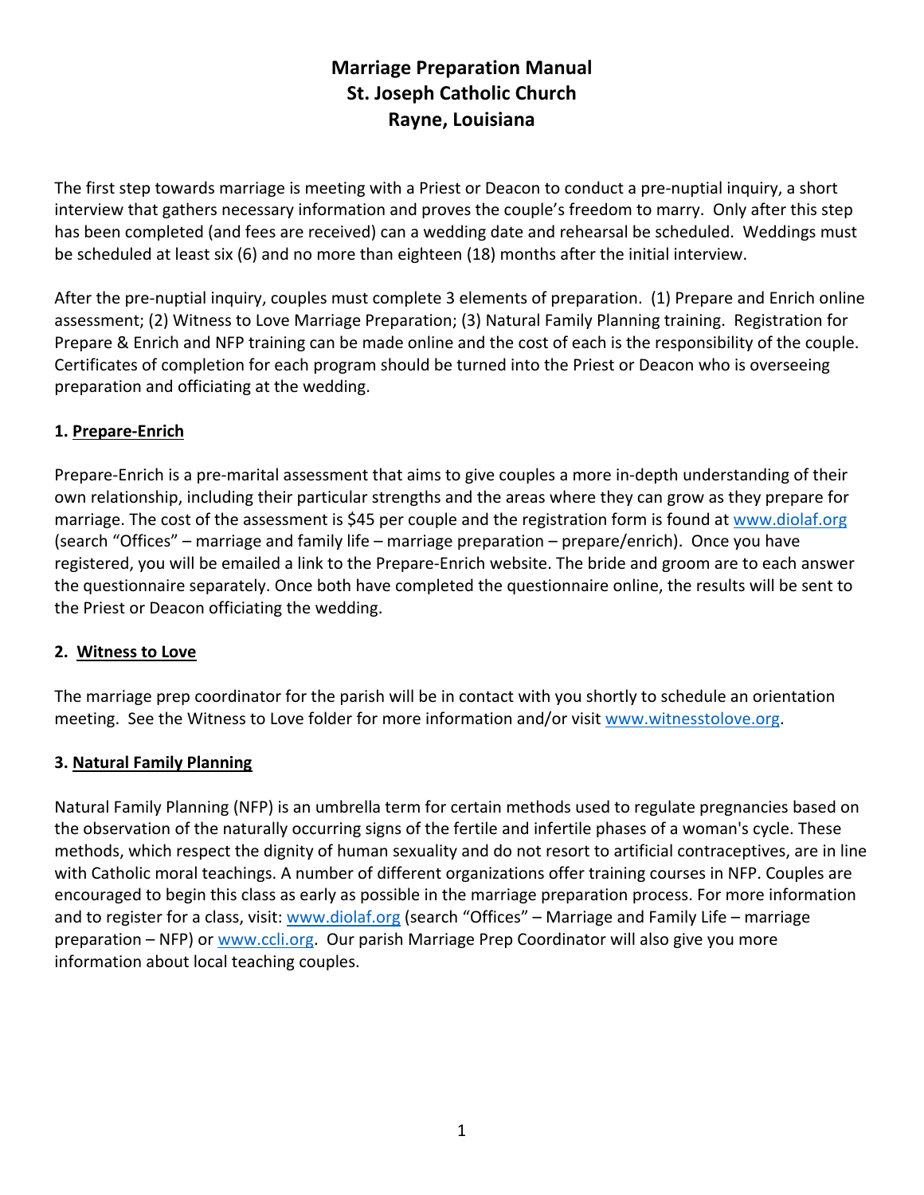# Marriage Preparation Manual
# St. Joseph Catholic Church
# Rayne, Louisiana

The first step towards marriage is meeting with a Priest or Deacon to conduct a pre-nuptial inquiry, a short interview that gathers necessary information and proves the couple's freedom to marry. Only after this step has been completed (and fees are received) can a wedding date and rehearsal be scheduled. Weddings must be scheduled at least six (6) and no more than eighteen (18) months after the initial interview.

After the pre-nuptial inquiry, couples must complete 3 elements of preparation. (1) Prepare and Enrich online assessment; (2) Witness to Love Marriage Preparation; (3) Natural Family Planning training. Registration for Prepare & Enrich and NFP training can be made online and the cost of each is the responsibility of the couple. Certificates of completion for each program should be turned into the Priest or Deacon who is overseeing preparation and officiating at the wedding.

### 1. Prepare-Enrich

Prepare-Enrich is a pre-marital assessment that aims to give couples a more in-depth understanding of their own relationship, including their particular strengths and the areas where they can grow as they prepare for marriage. The cost of the assessment is $45 per couple and the registration form is found at www.diolaf.org (search "Offices" – marriage and family life – marriage preparation – prepare/enrich). Once you have registered, you will be emailed a link to the Prepare-Enrich website. The bride and groom are to each answer the questionnaire separately. Once both have completed the questionnaire online, the results will be sent to the Priest or Deacon officiating the wedding.

### 2. Witness to Love

The marriage prep coordinator for the parish will be in contact with you shortly to schedule an orientation meeting. See the Witness to Love folder for more information and/or visit www.witnesstolove.org.

### 3. Natural Family Planning

Natural Family Planning (NFP) is an umbrella term for certain methods used to regulate pregnancies based on the observation of the naturally occurring signs of the fertile and infertile phases of a woman's cycle. These methods, which respect the dignity of human sexuality and do not resort to artificial contraceptives, are in line with Catholic moral teachings. A number of different organizations offer training courses in NFP. Couples are encouraged to begin this class as early as possible in the marriage preparation process. For more information and to register for a class, visit: www.diolaf.org (search "Offices" – Marriage and Family Life – marriage preparation – NFP) or www.ccli.org. Our parish Marriage Prep Coordinator will also give you more information about local teaching couples.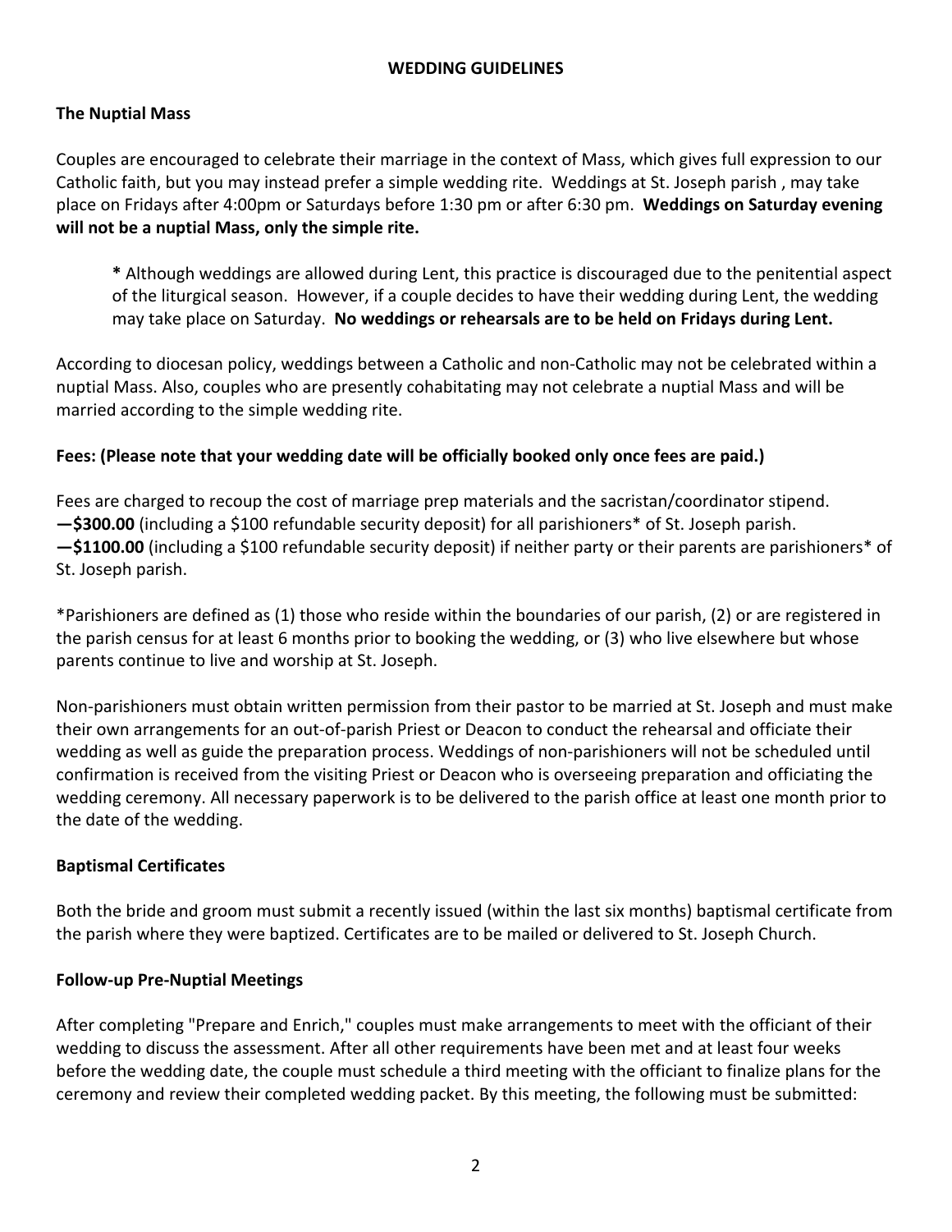# WEDDING GUIDELINES

## The Nuptial Mass

Couples are encouraged to celebrate their marriage in the context of Mass, which gives full expression to our Catholic faith, but you may instead prefer a simple wedding rite. Weddings at St. Joseph parish , may take place on Fridays after 4:00pm or Saturdays before 1:30 pm or after 6:30 pm. **Weddings on Saturday evening will not be a nuptial Mass, only the simple rite.**

> **\*** Although weddings are allowed during Lent, this practice is discouraged due to the penitential aspect of the liturgical season. However, if a couple decides to have their wedding during Lent, the wedding may take place on Saturday. **No weddings or rehearsals are to be held on Fridays during Lent.**

According to diocesan policy, weddings between a Catholic and non-Catholic may not be celebrated within a nuptial Mass. Also, couples who are presently cohabitating may not celebrate a nuptial Mass and will be married according to the simple wedding rite.

## Fees: (Please note that your wedding date will be officially booked only once fees are paid.)

Fees are charged to recoup the cost of marriage prep materials and the sacristan/coordinator stipend.
**—$300.00** (including a $100 refundable security deposit) for all parishioners* of St. Joseph parish.
**—$1100.00** (including a $100 refundable security deposit) if neither party or their parents are parishioners* of St. Joseph parish.

*Parishioners are defined as (1) those who reside within the boundaries of our parish, (2) or are registered in the parish census for at least 6 months prior to booking the wedding, or (3) who live elsewhere but whose parents continue to live and worship at St. Joseph.

Non-parishioners must obtain written permission from their pastor to be married at St. Joseph and must make their own arrangements for an out-of-parish Priest or Deacon to conduct the rehearsal and officiate their wedding as well as guide the preparation process. Weddings of non-parishioners will not be scheduled until confirmation is received from the visiting Priest or Deacon who is overseeing preparation and officiating the wedding ceremony. All necessary paperwork is to be delivered to the parish office at least one month prior to the date of the wedding.

## Baptismal Certificates

Both the bride and groom must submit a recently issued (within the last six months) baptismal certificate from the parish where they were baptized. Certificates are to be mailed or delivered to St. Joseph Church.

## Follow-up Pre-Nuptial Meetings

After completing "Prepare and Enrich," couples must make arrangements to meet with the officiant of their wedding to discuss the assessment. After all other requirements have been met and at least four weeks before the wedding date, the couple must schedule a third meeting with the officiant to finalize plans for the ceremony and review their completed wedding packet. By this meeting, the following must be submitted: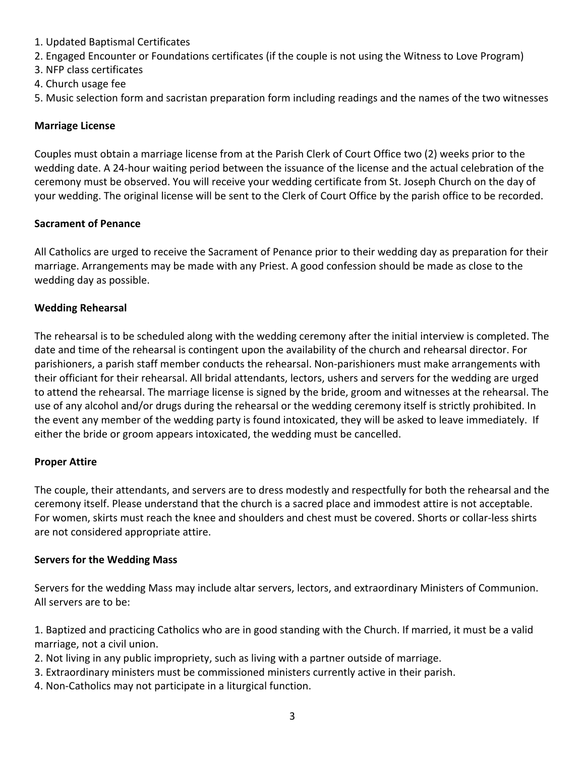1. Updated Baptismal Certificates
2. Engaged Encounter or Foundations certificates (if the couple is not using the Witness to Love Program)
3. NFP class certificates
4. Church usage fee
5. Music selection form and sacristan preparation form including readings and the names of the two witnesses

**Marriage License**

Couples must obtain a marriage license from at the Parish Clerk of Court Office two (2) weeks prior to the wedding date. A 24-hour waiting period between the issuance of the license and the actual celebration of the ceremony must be observed. You will receive your wedding certificate from St. Joseph Church on the day of your wedding. The original license will be sent to the Clerk of Court Office by the parish office to be recorded.

**Sacrament of Penance**

All Catholics are urged to receive the Sacrament of Penance prior to their wedding day as preparation for their marriage. Arrangements may be made with any Priest. A good confession should be made as close to the wedding day as possible.

**Wedding Rehearsal**

The rehearsal is to be scheduled along with the wedding ceremony after the initial interview is completed. The date and time of the rehearsal is contingent upon the availability of the church and rehearsal director. For parishioners, a parish staff member conducts the rehearsal. Non-parishioners must make arrangements with their officiant for their rehearsal. All bridal attendants, lectors, ushers and servers for the wedding are urged to attend the rehearsal. The marriage license is signed by the bride, groom and witnesses at the rehearsal. The use of any alcohol and/or drugs during the rehearsal or the wedding ceremony itself is strictly prohibited. In the event any member of the wedding party is found intoxicated, they will be asked to leave immediately. If either the bride or groom appears intoxicated, the wedding must be cancelled.

**Proper Attire**

The couple, their attendants, and servers are to dress modestly and respectfully for both the rehearsal and the ceremony itself. Please understand that the church is a sacred place and immodest attire is not acceptable. For women, skirts must reach the knee and shoulders and chest must be covered. Shorts or collar-less shirts are not considered appropriate attire.

**Servers for the Wedding Mass**

Servers for the wedding Mass may include altar servers, lectors, and extraordinary Ministers of Communion. All servers are to be:

1. Baptized and practicing Catholics who are in good standing with the Church. If married, it must be a valid marriage, not a civil union.
2. Not living in any public impropriety, such as living with a partner outside of marriage.
3. Extraordinary ministers must be commissioned ministers currently active in their parish.
4. Non-Catholics may not participate in a liturgical function.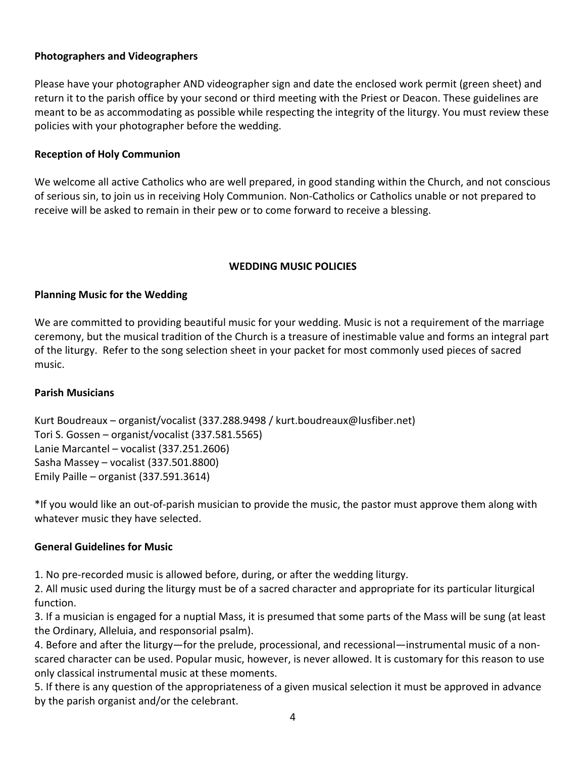**Photographers and Videographers**

Please have your photographer AND videographer sign and date the enclosed work permit (green sheet) and return it to the parish office by your second or third meeting with the Priest or Deacon. These guidelines are meant to be as accommodating as possible while respecting the integrity of the liturgy. You must review these policies with your photographer before the wedding.

**Reception of Holy Communion**

We welcome all active Catholics who are well prepared, in good standing within the Church, and not conscious of serious sin, to join us in receiving Holy Communion. Non-Catholics or Catholics unable or not prepared to receive will be asked to remain in their pew or to come forward to receive a blessing.

## WEDDING MUSIC POLICIES

**Planning Music for the Wedding**

We are committed to providing beautiful music for your wedding. Music is not a requirement of the marriage ceremony, but the musical tradition of the Church is a treasure of inestimable value and forms an integral part of the liturgy. Refer to the song selection sheet in your packet for most commonly used pieces of sacred music.

**Parish Musicians**

Kurt Boudreaux – organist/vocalist (337.288.9498 / kurt.boudreaux@lusfiber.net)
Tori S. Gossen – organist/vocalist (337.581.5565)
Lanie Marcantel – vocalist (337.251.2606)
Sasha Massey – vocalist (337.501.8800)
Emily Paille – organist (337.591.3614)

*If you would like an out-of-parish musician to provide the music, the pastor must approve them along with whatever music they have selected.

**General Guidelines for Music**

1. No pre-recorded music is allowed before, during, or after the wedding liturgy.
2. All music used during the liturgy must be of a sacred character and appropriate for its particular liturgical function.
3. If a musician is engaged for a nuptial Mass, it is presumed that some parts of the Mass will be sung (at least the Ordinary, Alleluia, and responsorial psalm).
4. Before and after the liturgy—for the prelude, processional, and recessional—instrumental music of a non-scared character can be used. Popular music, however, is never allowed. It is customary for this reason to use only classical instrumental music at these moments.
5. If there is any question of the appropriateness of a given musical selection it must be approved in advance by the parish organist and/or the celebrant.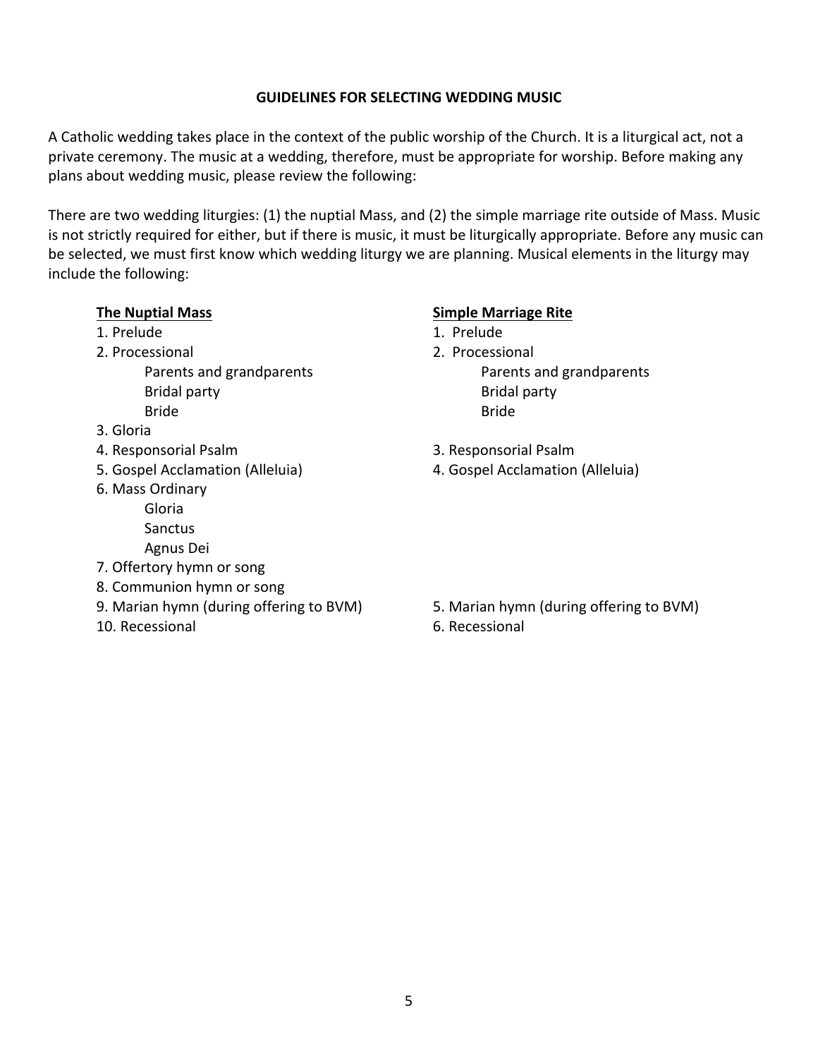## GUIDELINES FOR SELECTING WEDDING MUSIC

A Catholic wedding takes place in the context of the public worship of the Church. It is a liturgical act, not a private ceremony. The music at a wedding, therefore, must be appropriate for worship. Before making any plans about wedding music, please review the following:

There are two wedding liturgies: (1) the nuptial Mass, and (2) the simple marriage rite outside of Mass. Music is not strictly required for either, but if there is music, it must be liturgically appropriate. Before any music can be selected, we must first know which wedding liturgy we are planning. Musical elements in the liturgy may include the following:

**The Nuptial Mass**

1. Prelude
2. Processional
   - Parents and grandparents
   - Bridal party
   - Bride
3. Gloria
4. Responsorial Psalm
5. Gospel Acclamation (Alleluia)
6. Mass Ordinary
   - Gloria
   - Sanctus
   - Agnus Dei
7. Offertory hymn or song
8. Communion hymn or song
9. Marian hymn (during offering to BVM)
10. Recessional

**Simple Marriage Rite**

1. Prelude
2. Processional
   - Parents and grandparents
   - Bridal party
   - Bride
3. Responsorial Psalm
4. Gospel Acclamation (Alleluia)
5. Marian hymn (during offering to BVM)
6. Recessional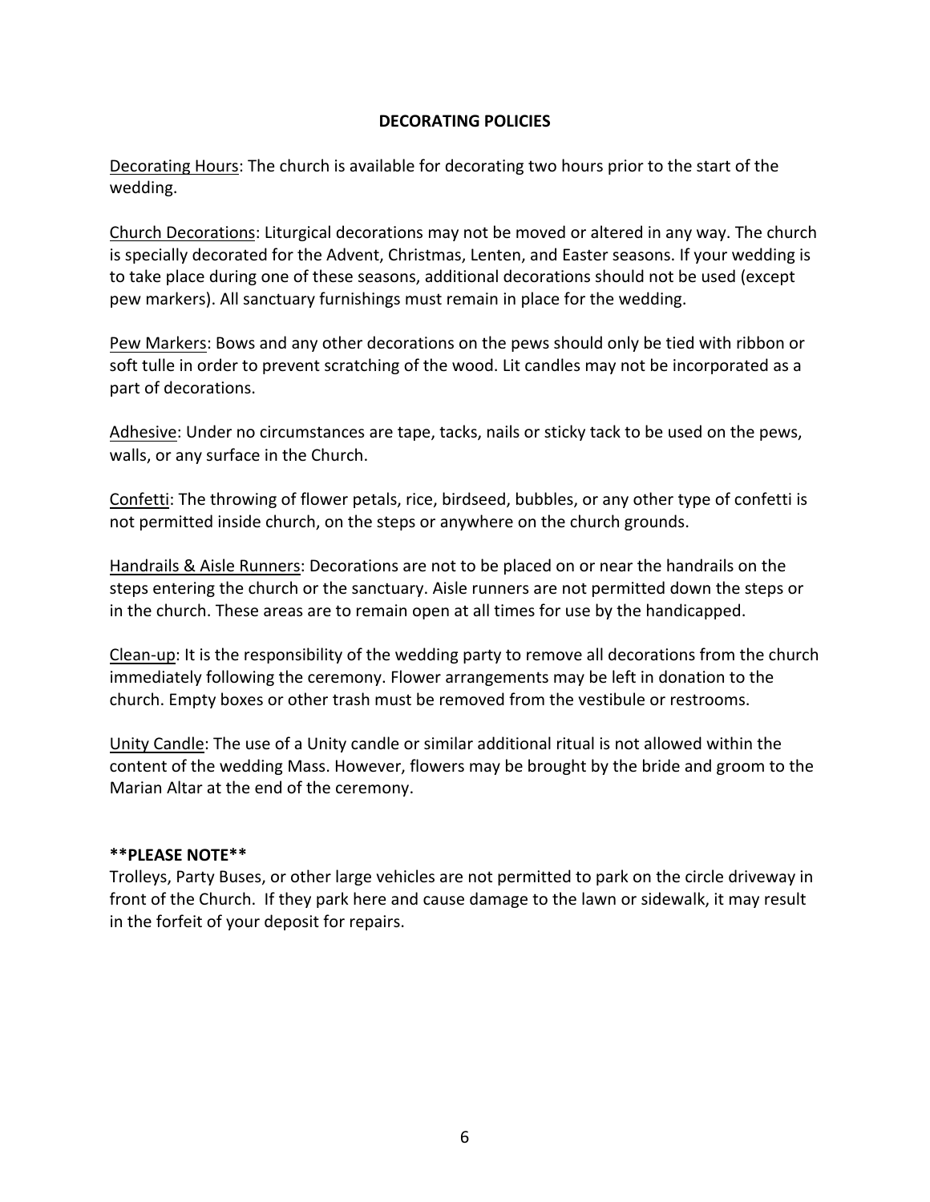## DECORATING POLICIES

Decorating Hours: The church is available for decorating two hours prior to the start of the wedding.

Church Decorations: Liturgical decorations may not be moved or altered in any way. The church is specially decorated for the Advent, Christmas, Lenten, and Easter seasons. If your wedding is to take place during one of these seasons, additional decorations should not be used (except pew markers). All sanctuary furnishings must remain in place for the wedding.

Pew Markers: Bows and any other decorations on the pews should only be tied with ribbon or soft tulle in order to prevent scratching of the wood. Lit candles may not be incorporated as a part of decorations.

Adhesive: Under no circumstances are tape, tacks, nails or sticky tack to be used on the pews, walls, or any surface in the Church.

Confetti: The throwing of flower petals, rice, birdseed, bubbles, or any other type of confetti is not permitted inside church, on the steps or anywhere on the church grounds.

Handrails & Aisle Runners: Decorations are not to be placed on or near the handrails on the steps entering the church or the sanctuary. Aisle runners are not permitted down the steps or in the church. These areas are to remain open at all times for use by the handicapped.

Clean-up: It is the responsibility of the wedding party to remove all decorations from the church immediately following the ceremony. Flower arrangements may be left in donation to the church. Empty boxes or other trash must be removed from the vestibule or restrooms.

Unity Candle: The use of a Unity candle or similar additional ritual is not allowed within the content of the wedding Mass. However, flowers may be brought by the bride and groom to the Marian Altar at the end of the ceremony.

**\*\*PLEASE NOTE\*\***

Trolleys, Party Buses, or other large vehicles are not permitted to park on the circle driveway in front of the Church. If they park here and cause damage to the lawn or sidewalk, it may result in the forfeit of your deposit for repairs.